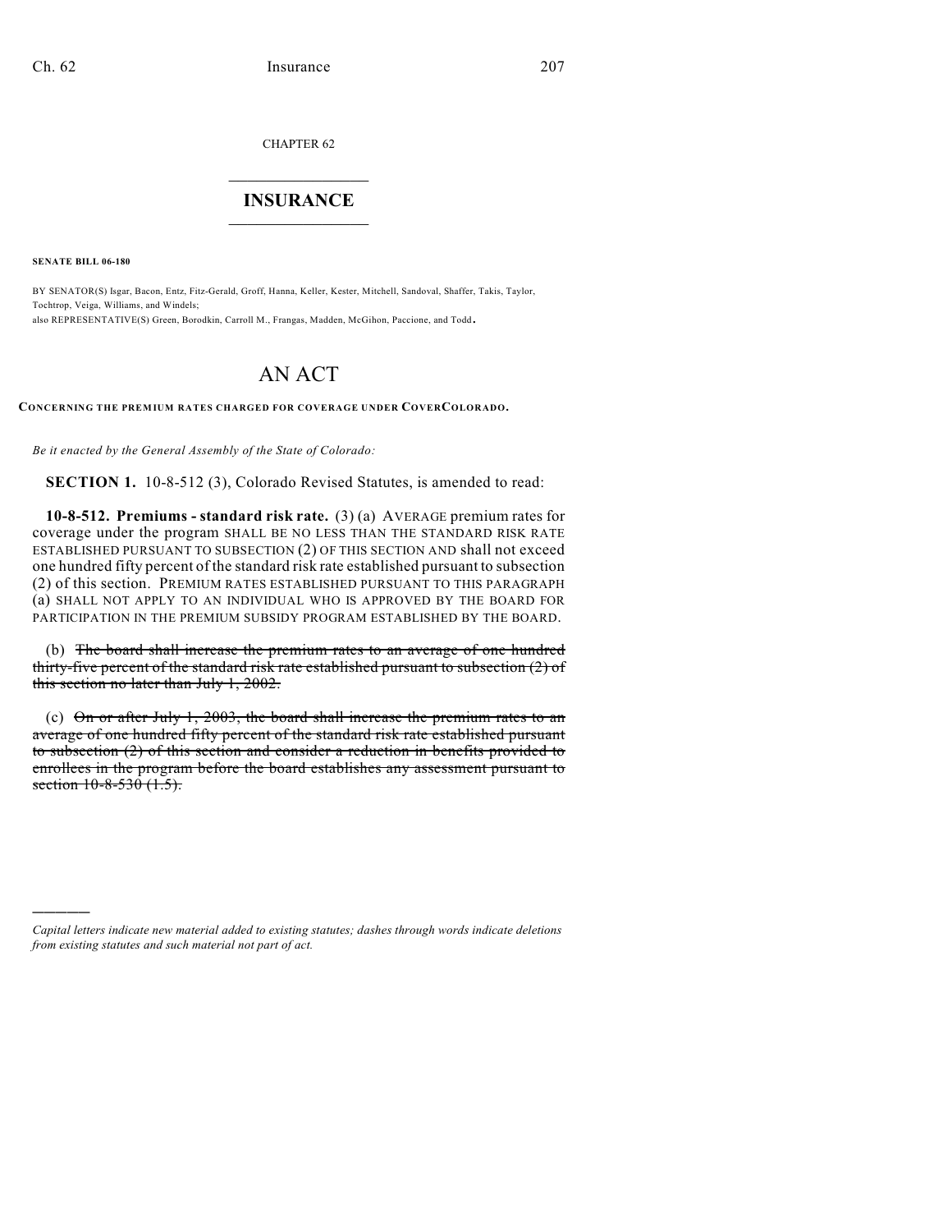CHAPTER 62

# INSURANCE

**SENATE BILL 06-180**

BY SENATOR(S) Isgar, Bacon, Entz, Fitz-Gerald, Groff, Hanna, Keller, Kester, Mitchell, Sandoval, Shaffer, Takis, Taylor, Tochtrop, Veiga, Williams, and Windels;
also REPRESENTATIVE(S) Green, Borodkin, Carroll M., Frangas, Madden, McGihon, Paccione, and Todd.

# AN ACT

**CONCERNING THE PREMIUM RATES CHARGED FOR COVERAGE UNDER COVERCOLORADO.**

*Be it enacted by the General Assembly of the State of Colorado:*

**SECTION 1.** 10-8-512 (3), Colorado Revised Statutes, is amended to read:

**10-8-512. Premiums - standard risk rate.** (3) (a) AVERAGE premium rates for coverage under the program SHALL BE NO LESS THAN THE STANDARD RISK RATE ESTABLISHED PURSUANT TO SUBSECTION (2) OF THIS SECTION AND shall not exceed one hundred fifty percent of the standard risk rate established pursuant to subsection (2) of this section. PREMIUM RATES ESTABLISHED PURSUANT TO THIS PARAGRAPH (a) SHALL NOT APPLY TO AN INDIVIDUAL WHO IS APPROVED BY THE BOARD FOR PARTICIPATION IN THE PREMIUM SUBSIDY PROGRAM ESTABLISHED BY THE BOARD.

(b) ~~The board shall increase the premium rates to an average of one hundred thirty-five percent of the standard risk rate established pursuant to subsection (2) of this section no later than July 1, 2002.~~

(c) ~~On or after July 1, 2003, the board shall increase the premium rates to an average of one hundred fifty percent of the standard risk rate established pursuant to subsection (2) of this section and consider a reduction in benefits provided to enrollees in the program before the board establishes any assessment pursuant to section 10-8-530 (1.5).~~

---

*Capital letters indicate new material added to existing statutes; dashes through words indicate deletions from existing statutes and such material not part of act.*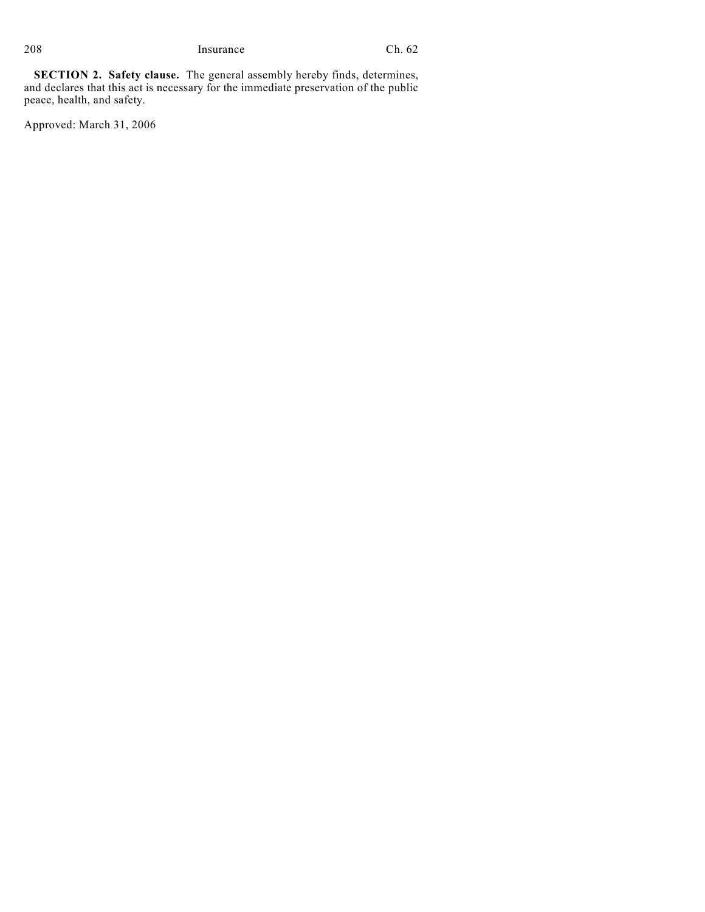**SECTION 2. Safety clause.** The general assembly hereby finds, determines, and declares that this act is necessary for the immediate preservation of the public peace, health, and safety.

Approved: March 31, 2006